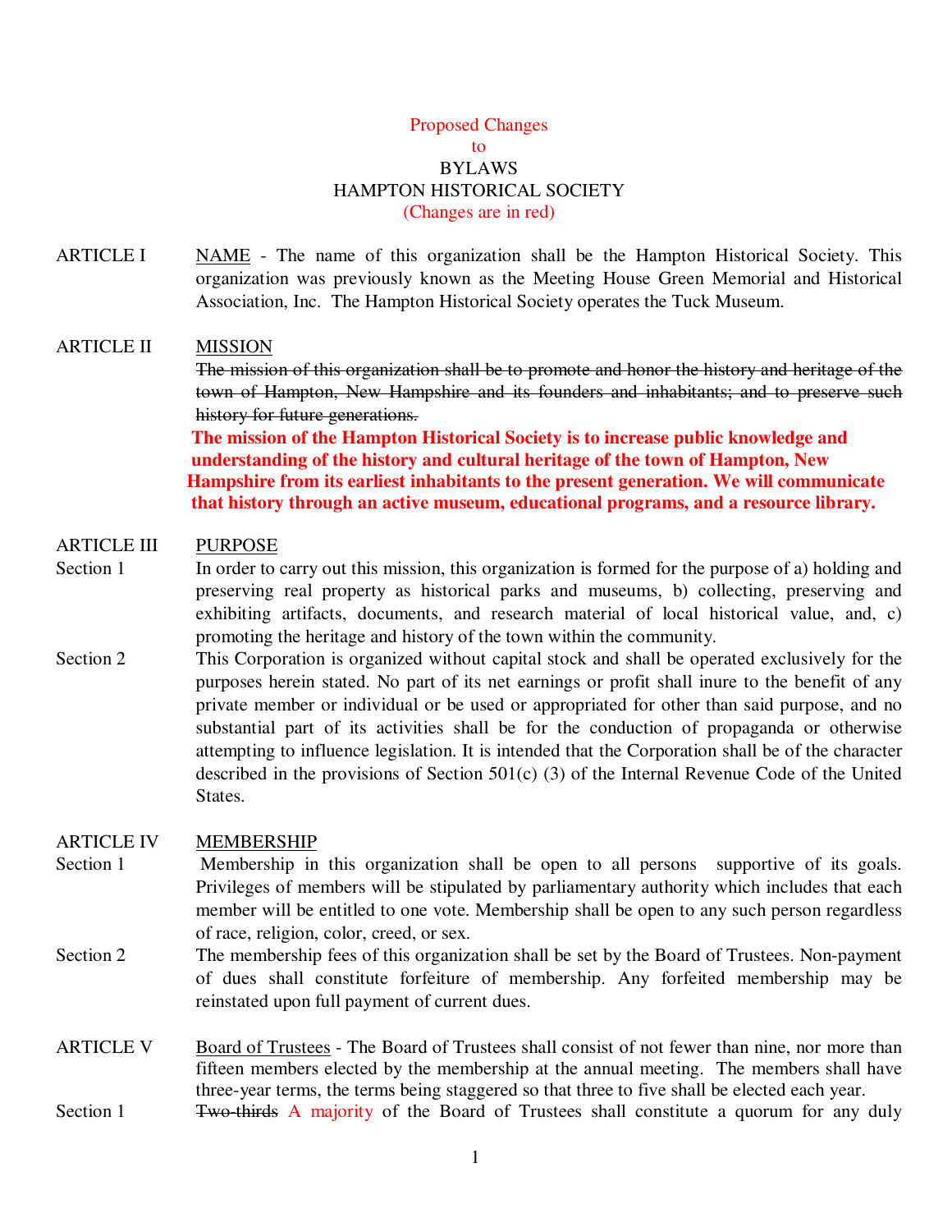# Proposed Changes to BYLAWS HAMPTON HISTORICAL SOCIETY

(Changes are in red)

ARTICLE I NAME - The name of this organization shall be the Hampton Historical Society. This organization was previously known as the Meeting House Green Memorial and Historical Association, Inc. The Hampton Historical Society operates the Tuck Museum.

ARTICLE II MISSION

~~The mission of this organization shall be to promote and honor the history and heritage of the town of Hampton, New Hampshire and its founders and inhabitants; and to preserve such history for future generations.~~

**The mission of the Hampton Historical Society is to increase public knowledge and understanding of the history and cultural heritage of the town of Hampton, New Hampshire from its earliest inhabitants to the present generation. We will communicate that history through an active museum, educational programs, and a resource library.**

ARTICLE III PURPOSE

Section 1 In order to carry out this mission, this organization is formed for the purpose of a) holding and preserving real property as historical parks and museums, b) collecting, preserving and exhibiting artifacts, documents, and research material of local historical value, and, c) promoting the heritage and history of the town within the community.

Section 2 This Corporation is organized without capital stock and shall be operated exclusively for the purposes herein stated. No part of its net earnings or profit shall inure to the benefit of any private member or individual or be used or appropriated for other than said purpose, and no substantial part of its activities shall be for the conduction of propaganda or otherwise attempting to influence legislation. It is intended that the Corporation shall be of the character described in the provisions of Section 501(c) (3) of the Internal Revenue Code of the United States.

ARTICLE IV MEMBERSHIP

Section 1 Membership in this organization shall be open to all persons supportive of its goals. Privileges of members will be stipulated by parliamentary authority which includes that each member will be entitled to one vote. Membership shall be open to any such person regardless of race, religion, color, creed, or sex.

Section 2 The membership fees of this organization shall be set by the Board of Trustees. Non-payment of dues shall constitute forfeiture of membership. Any forfeited membership may be reinstated upon full payment of current dues.

ARTICLE V Board of Trustees - The Board of Trustees shall consist of not fewer than nine, nor more than fifteen members elected by the membership at the annual meeting. The members shall have three-year terms, the terms being staggered so that three to five shall be elected each year.

Section 1 ~~Two-thirds~~ A majority of the Board of Trustees shall constitute a quorum for any duly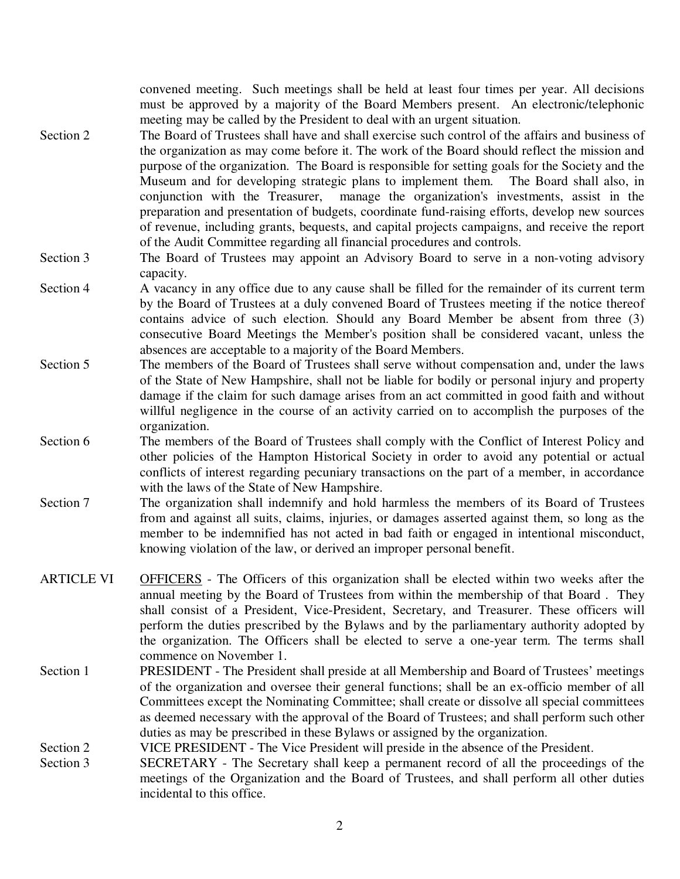convened meeting. Such meetings shall be held at least four times per year. All decisions must be approved by a majority of the Board Members present. An electronic/telephonic meeting may be called by the President to deal with an urgent situation.

Section 2 The Board of Trustees shall have and shall exercise such control of the affairs and business of the organization as may come before it. The work of the Board should reflect the mission and purpose of the organization. The Board is responsible for setting goals for the Society and the Museum and for developing strategic plans to implement them. The Board shall also, in conjunction with the Treasurer, manage the organization's investments, assist in the preparation and presentation of budgets, coordinate fund-raising efforts, develop new sources of revenue, including grants, bequests, and capital projects campaigns, and receive the report of the Audit Committee regarding all financial procedures and controls.

Section 3 The Board of Trustees may appoint an Advisory Board to serve in a non-voting advisory capacity.

Section 4 A vacancy in any office due to any cause shall be filled for the remainder of its current term by the Board of Trustees at a duly convened Board of Trustees meeting if the notice thereof contains advice of such election. Should any Board Member be absent from three (3) consecutive Board Meetings the Member's position shall be considered vacant, unless the absences are acceptable to a majority of the Board Members.

Section 5 The members of the Board of Trustees shall serve without compensation and, under the laws of the State of New Hampshire, shall not be liable for bodily or personal injury and property damage if the claim for such damage arises from an act committed in good faith and without willful negligence in the course of an activity carried on to accomplish the purposes of the organization.

Section 6 The members of the Board of Trustees shall comply with the Conflict of Interest Policy and other policies of the Hampton Historical Society in order to avoid any potential or actual conflicts of interest regarding pecuniary transactions on the part of a member, in accordance with the laws of the State of New Hampshire.

Section 7 The organization shall indemnify and hold harmless the members of its Board of Trustees from and against all suits, claims, injuries, or damages asserted against them, so long as the member to be indemnified has not acted in bad faith or engaged in intentional misconduct, knowing violation of the law, or derived an improper personal benefit.

ARTICLE VI <u>OFFICERS</u> - The Officers of this organization shall be elected within two weeks after the annual meeting by the Board of Trustees from within the membership of that Board . They shall consist of a President, Vice-President, Secretary, and Treasurer. These officers will perform the duties prescribed by the Bylaws and by the parliamentary authority adopted by the organization. The Officers shall be elected to serve a one-year term. The terms shall commence on November 1.

Section 1 PRESIDENT - The President shall preside at all Membership and Board of Trustees' meetings of the organization and oversee their general functions; shall be an ex-officio member of all Committees except the Nominating Committee; shall create or dissolve all special committees as deemed necessary with the approval of the Board of Trustees; and shall perform such other duties as may be prescribed in these Bylaws or assigned by the organization.

Section 2 VICE PRESIDENT - The Vice President will preside in the absence of the President.

Section 3 SECRETARY - The Secretary shall keep a permanent record of all the proceedings of the meetings of the Organization and the Board of Trustees, and shall perform all other duties incidental to this office.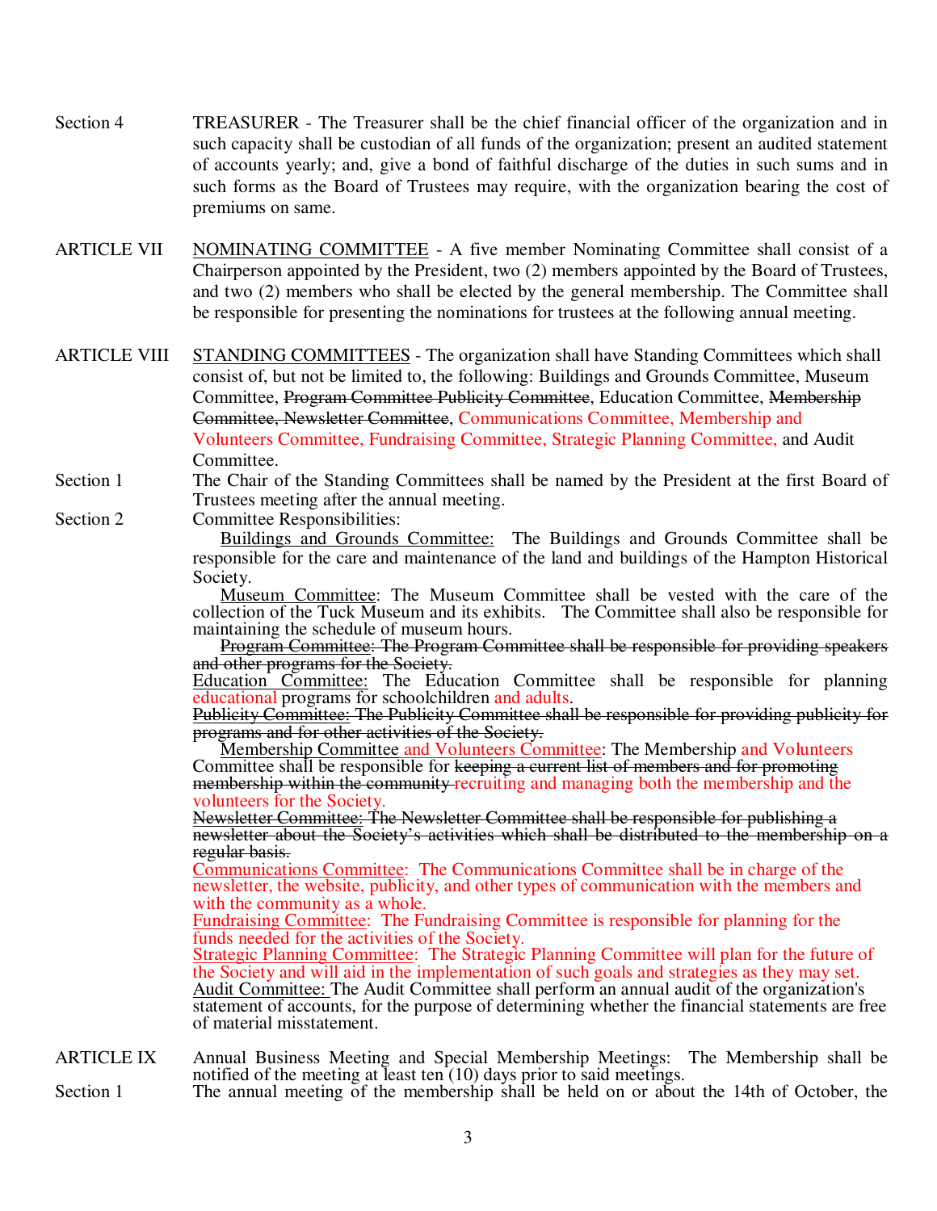Section 4 TREASURER - The Treasurer shall be the chief financial officer of the organization and in such capacity shall be custodian of all funds of the organization; present an audited statement of accounts yearly; and, give a bond of faithful discharge of the duties in such sums and in such forms as the Board of Trustees may require, with the organization bearing the cost of premiums on same.

ARTICLE VII <u>NOMINATING COMMITTEE</u> - A five member Nominating Committee shall consist of a Chairperson appointed by the President, two (2) members appointed by the Board of Trustees, and two (2) members who shall be elected by the general membership. The Committee shall be responsible for presenting the nominations for trustees at the following annual meeting.

ARTICLE VIII <u>STANDING COMMITTEES</u> - The organization shall have Standing Committees which shall consist of, but not be limited to, the following: Buildings and Grounds Committee, Museum Committee, ~~Program Committee Publicity Committee~~, Education Committee, ~~Membership Committee, Newsletter Committee~~, Communications Committee, Membership and Volunteers Committee, Fundraising Committee, Strategic Planning Committee, and Audit Committee.

Section 1 The Chair of the Standing Committees shall be named by the President at the first Board of Trustees meeting after the annual meeting.

Section 2 Committee Responsibilities:

<u>Buildings and Grounds Committee:</u> The Buildings and Grounds Committee shall be responsible for the care and maintenance of the land and buildings of the Hampton Historical Society.

<u>Museum Committee</u>: The Museum Committee shall be vested with the care of the collection of the Tuck Museum and its exhibits. The Committee shall also be responsible for maintaining the schedule of museum hours.

~~Program Committee: The Program Committee shall be responsible for providing speakers and other programs for the Society.~~

<u>Education Committee:</u> The Education Committee shall be responsible for planning educational programs for schoolchildren and adults.

~~Publicity Committee: The Publicity Committee shall be responsible for providing publicity for programs and for other activities of the Society.~~

<u>Membership Committee and Volunteers Committee</u>: The Membership and Volunteers Committee shall be responsible for ~~keeping a current list of members and for promoting membership within the community~~ recruiting and managing both the membership and the volunteers for the Society.

~~Newsletter Committee: The Newsletter Committee shall be responsible for publishing a newsletter about the Society's activities which shall be distributed to the membership on a regular basis.~~

<u>Communications Committee</u>: The Communications Committee shall be in charge of the newsletter, the website, publicity, and other types of communication with the members and with the community as a whole.

<u>Fundraising Committee</u>: The Fundraising Committee is responsible for planning for the funds needed for the activities of the Society.

<u>Strategic Planning Committee</u>: The Strategic Planning Committee will plan for the future of the Society and will aid in the implementation of such goals and strategies as they may set.

<u>Audit Committee:</u> The Audit Committee shall perform an annual audit of the organization's statement of accounts, for the purpose of determining whether the financial statements are free of material misstatement.

ARTICLE IX Annual Business Meeting and Special Membership Meetings: The Membership shall be notified of the meeting at least ten (10) days prior to said meetings.

Section 1 The annual meeting of the membership shall be held on or about the 14th of October, the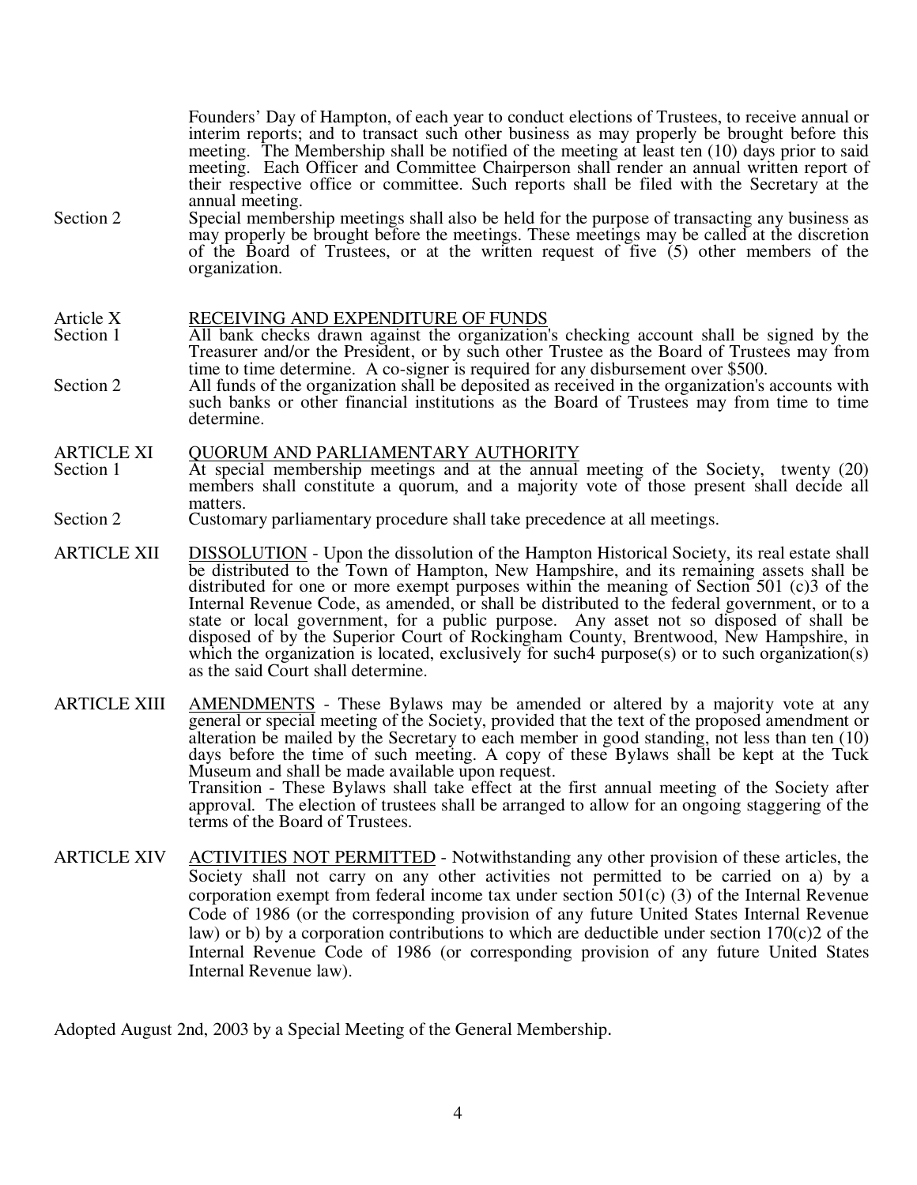Founders' Day of Hampton, of each year to conduct elections of Trustees, to receive annual or interim reports; and to transact such other business as may properly be brought before this meeting. The Membership shall be notified of the meeting at least ten (10) days prior to said meeting. Each Officer and Committee Chairperson shall render an annual written report of their respective office or committee. Such reports shall be filed with the Secretary at the annual meeting.

Section 2 Special membership meetings shall also be held for the purpose of transacting any business as may properly be brought before the meetings. These meetings may be called at the discretion of the Board of Trustees, or at the written request of five (5) other members of the organization.

## Article X RECEIVING AND EXPENDITURE OF FUNDS

Section 1 All bank checks drawn against the organization's checking account shall be signed by the Treasurer and/or the President, or by such other Trustee as the Board of Trustees may from time to time determine. A co-signer is required for any disbursement over $500.

Section 2 All funds of the organization shall be deposited as received in the organization's accounts with such banks or other financial institutions as the Board of Trustees may from time to time determine.

## ARTICLE XI QUORUM AND PARLIAMENTARY AUTHORITY

Section 1 At special membership meetings and at the annual meeting of the Society, twenty (20) members shall constitute a quorum, and a majority vote of those present shall decide all matters.

Section 2 Customary parliamentary procedure shall take precedence at all meetings.

## ARTICLE XII DISSOLUTION

Upon the dissolution of the Hampton Historical Society, its real estate shall be distributed to the Town of Hampton, New Hampshire, and its remaining assets shall be distributed for one or more exempt purposes within the meaning of Section 501 (c)3 of the Internal Revenue Code, as amended, or shall be distributed to the federal government, or to a state or local government, for a public purpose. Any asset not so disposed of shall be disposed of by the Superior Court of Rockingham County, Brentwood, New Hampshire, in which the organization is located, exclusively for such4 purpose(s) or to such organization(s) as the said Court shall determine.

## ARTICLE XIII AMENDMENTS

These Bylaws may be amended or altered by a majority vote at any general or special meeting of the Society, provided that the text of the proposed amendment or alteration be mailed by the Secretary to each member in good standing, not less than ten (10) days before the time of such meeting. A copy of these Bylaws shall be kept at the Tuck Museum and shall be made available upon request.

Transition - These Bylaws shall take effect at the first annual meeting of the Society after approval. The election of trustees shall be arranged to allow for an ongoing staggering of the terms of the Board of Trustees.

## ARTICLE XIV ACTIVITIES NOT PERMITTED

Notwithstanding any other provision of these articles, the Society shall not carry on any other activities not permitted to be carried on a) by a corporation exempt from federal income tax under section 501(c) (3) of the Internal Revenue Code of 1986 (or the corresponding provision of any future United States Internal Revenue law) or b) by a corporation contributions to which are deductible under section 170(c)2 of the Internal Revenue Code of 1986 (or corresponding provision of any future United States Internal Revenue law).

Adopted August 2nd, 2003 by a Special Meeting of the General Membership.